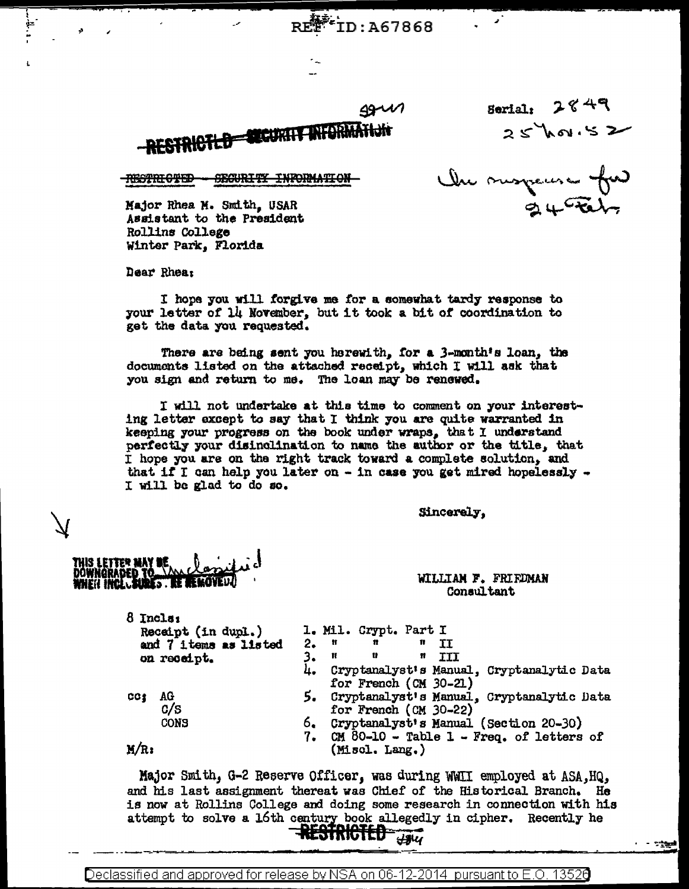REF ID:A67868

~~RESTRICTED - SECURITY INFORMATION~~

Serial: 2849
25 Nov. 52

~~RESTRICTED - SECURITY INFORMATION~~

In suspense for 24 Feb

Major Rhea M. Smith, USAR
Assistant to the President
Rollins College
Winter Park, Florida

Dear Rhea:

I hope you will forgive me for a somewhat tardy response to your letter of 14 November, but it took a bit of coordination to get the data you requested.

There are being sent you herewith, for a 3-month's loan, the documents listed on the attached receipt, which I will ask that you sign and return to me. The loan may be renewed.

I will not undertake at this time to comment on your interesting letter except to say that I think you are quite warranted in keeping your progress on the book under wraps, that I understand perfectly your disinclination to name the author or the title, that I hope you are on the right track toward a complete solution, and that if I can help you later on - in case you get mired hopelessly - I will be glad to do so.

Sincerely,

THIS LETTER MAY BE DOWNGRADED TO Unclassified WHEN INCLOSURES ARE REMOVED

WILLIAM F. FRIEDMAN
Consultant

8 Incls:
Receipt (in dupl.)
and 7 items as listed
on receipt.

1. Mil. Crypt. Part I
2. " " " II
3. " " " III
4. Cryptanalyst's Manual, Cryptanalytic Data for French (CM 30-21)
5. Cryptanalyst's Manual, Cryptanalytic Data for French (CM 30-22)
6. Cryptanalyst's Manual (Section 20-30)
7. CM 80-10 - Table 1 - Freq. of letters of (Miscl. Lang.)

cc: AG
C/S
CONS

M/R:

Major Smith, G-2 Reserve Officer, was during WWII employed at ASA,HQ, and his last assignment thereat was Chief of the Historical Branch. He is now at Rollins College and doing some research in connection with his attempt to solve a 16th century book allegedly in cipher. Recently he

~~RESTRICTED~~

Declassified and approved for release by NSA on 06-12-2014 pursuant to E.O. 13526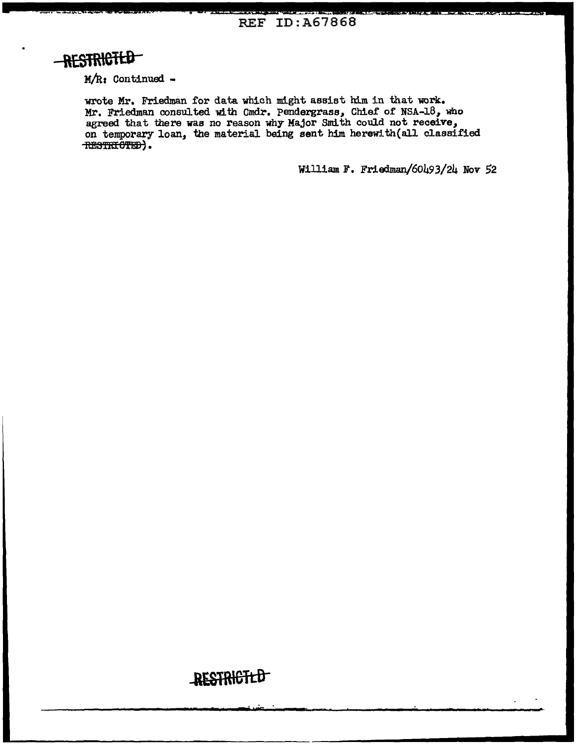RESTRICTED

M/R: Continued -

wrote Mr. Friedman for data which might assist him in that work. Mr. Friedman consulted with Cmdr. Pendergrass, Chief of NSA-18, who agreed that there was no reason why Major Smith could not receive, on temporary loan, the material being sent him herewith(all classified ~~RESTRICTED~~).

William F. Friedman/60493/24 Nov 52

RESTRICTED